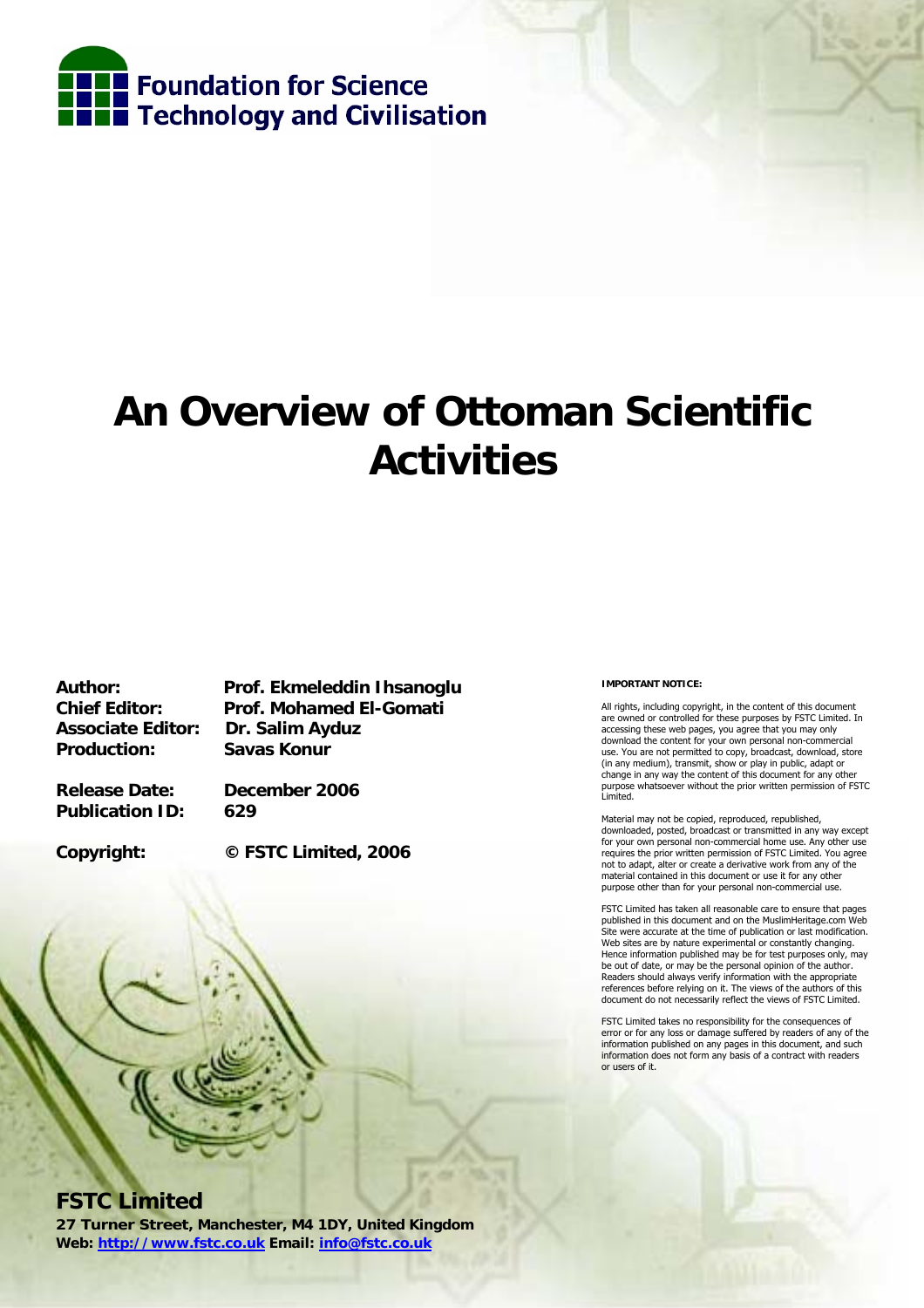**Foundation for Science Technology and Civilisation**

# An Overview of Ottoman Scientific Activities

**Author:** Prof. Ekmeleddin Ihsanoglu
**Chief Editor:** Prof. Mohamed El-Gomati
**Associate Editor:** Dr. Salim Ayduz
**Production:** Savas Konur

**Release Date:** December 2006
**Publication ID:** 629

**Copyright:** © FSTC Limited, 2006

**IMPORTANT NOTICE:**

All rights, including copyright, in the content of this document are owned or controlled for these purposes by FSTC Limited. In accessing these web pages, you agree that you may only download the content for your own personal non-commercial use. You are not permitted to copy, broadcast, download, store (in any medium), transmit, show or play in public, adapt or change in any way the content of this document for any other purpose whatsoever without the prior written permission of FSTC Limited.

Material may not be copied, reproduced, republished, downloaded, posted, broadcast or transmitted in any way except for your own personal non-commercial home use. Any other use requires the prior written permission of FSTC Limited. You agree not to adapt, alter or create a derivative work from any of the material contained in this document or use it for any other purpose other than for your personal non-commercial use.

FSTC Limited has taken all reasonable care to ensure that pages published in this document and on the MuslimHeritage.com Web Site were accurate at the time of publication or last modification. Web sites are by nature experimental or constantly changing. Hence information published may be for test purposes only, may be out of date, or may be the personal opinion of the author. Readers should always verify information with the appropriate references before relying on it. The views of the authors of this document do not necessarily reflect the views of FSTC Limited.

FSTC Limited takes no responsibility for the consequences of error or for any loss or damage suffered by readers of any of the information published on any pages in this document, and such information does not form any basis of a contract with readers or users of it.

**FSTC Limited**
**27 Turner Street, Manchester, M4 1DY, United Kingdom**
**Web: [http://www.fstc.co.uk](http://www.fstc.co.uk) Email: [info@fstc.co.uk](mailto:info@fstc.co.uk)**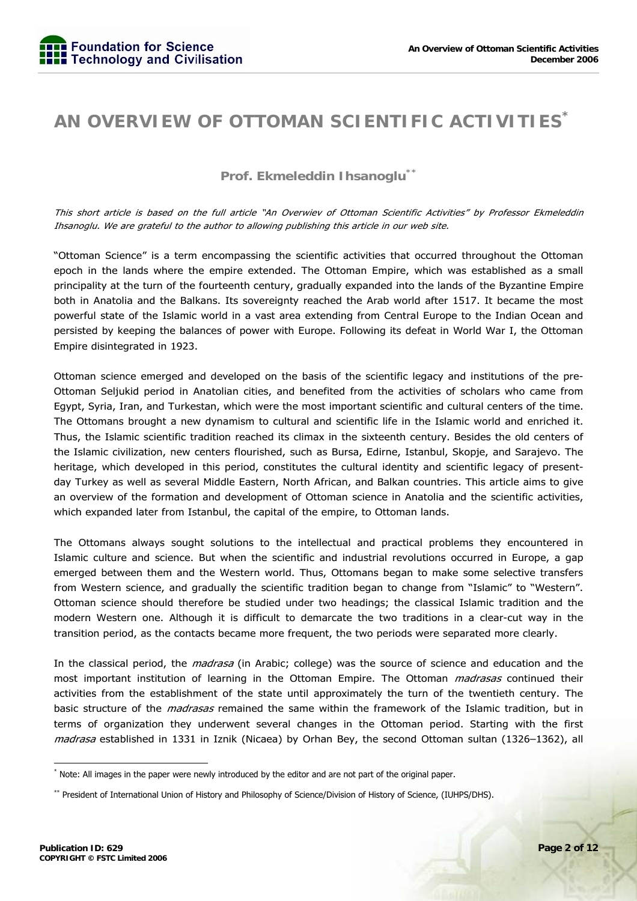# AN OVERVIEW OF OTTOMAN SCIENTIFIC ACTIVITIES[*]

**Prof. Ekmeleddin Ihsanoglu**[**]

*This short article is based on the full article "An Overwiev of Ottoman Scientific Activities" by Professor Ekmeleddin Ihsanoglu. We are grateful to the author to allowing publishing this article in our web site.*

"Ottoman Science" is a term encompassing the scientific activities that occurred throughout the Ottoman epoch in the lands where the empire extended. The Ottoman Empire, which was established as a small principality at the turn of the fourteenth century, gradually expanded into the lands of the Byzantine Empire both in Anatolia and the Balkans. Its sovereignty reached the Arab world after 1517. It became the most powerful state of the Islamic world in a vast area extending from Central Europe to the Indian Ocean and persisted by keeping the balances of power with Europe. Following its defeat in World War I, the Ottoman Empire disintegrated in 1923.

Ottoman science emerged and developed on the basis of the scientific legacy and institutions of the pre-Ottoman Seljukid period in Anatolian cities, and benefited from the activities of scholars who came from Egypt, Syria, Iran, and Turkestan, which were the most important scientific and cultural centers of the time. The Ottomans brought a new dynamism to cultural and scientific life in the Islamic world and enriched it. Thus, the Islamic scientific tradition reached its climax in the sixteenth century. Besides the old centers of the Islamic civilization, new centers flourished, such as Bursa, Edirne, Istanbul, Skopje, and Sarajevo. The heritage, which developed in this period, constitutes the cultural identity and scientific legacy of present-day Turkey as well as several Middle Eastern, North African, and Balkan countries. This article aims to give an overview of the formation and development of Ottoman science in Anatolia and the scientific activities, which expanded later from Istanbul, the capital of the empire, to Ottoman lands.

The Ottomans always sought solutions to the intellectual and practical problems they encountered in Islamic culture and science. But when the scientific and industrial revolutions occurred in Europe, a gap emerged between them and the Western world. Thus, Ottomans began to make some selective transfers from Western science, and gradually the scientific tradition began to change from "Islamic" to "Western". Ottoman science should therefore be studied under two headings; the classical Islamic tradition and the modern Western one. Although it is difficult to demarcate the two traditions in a clear-cut way in the transition period, as the contacts became more frequent, the two periods were separated more clearly.

In the classical period, the *madrasa* (in Arabic; college) was the source of science and education and the most important institution of learning in the Ottoman Empire. The Ottoman *madrasas* continued their activities from the establishment of the state until approximately the turn of the twentieth century. The basic structure of the *madrasas* remained the same within the framework of the Islamic tradition, but in terms of organization they underwent several changes in the Ottoman period. Starting with the first *madrasa* established in 1331 in Iznik (Nicaea) by Orhan Bey, the second Ottoman sultan (1326–1362), all

[*] Note: All images in the paper were newly introduced by the editor and are not part of the original paper.

[**] President of International Union of History and Philosophy of Science/Division of History of Science, (IUHPS/DHS).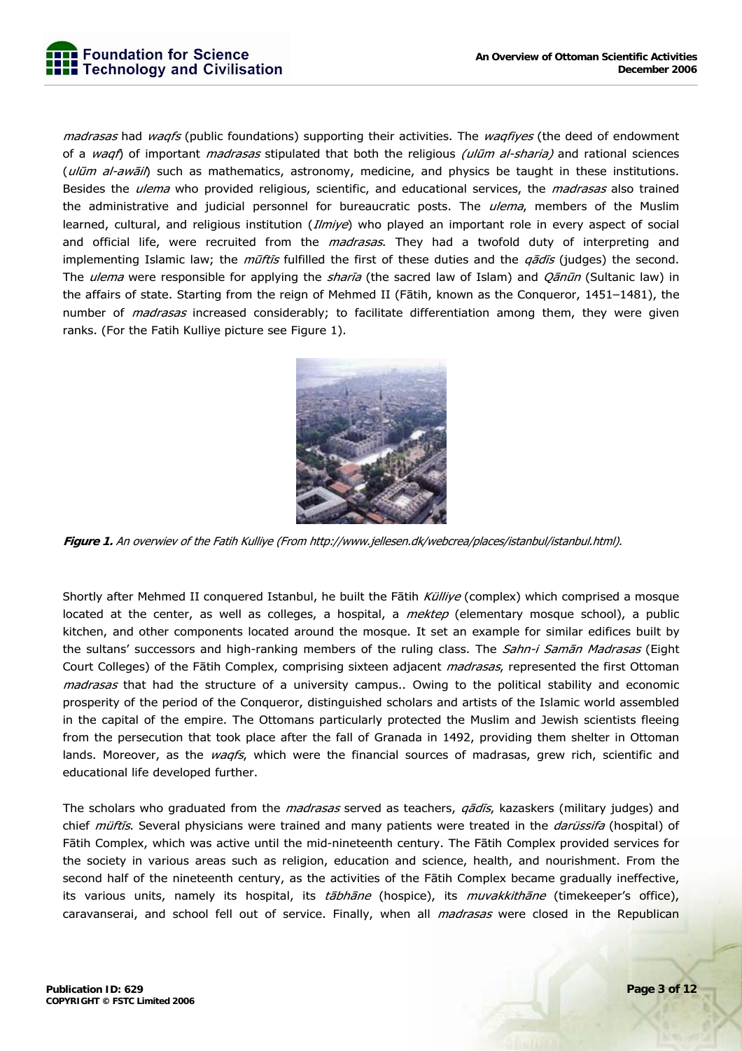*madrasas* had *waqfs* (public foundations) supporting their activities. The *waqfiyes* (the deed of endowment of a *waqf*) of important *madrasas* stipulated that both the religious *(ulūm al-sharia)* and rational sciences (*ulūm al-awāil*) such as mathematics, astronomy, medicine, and physics be taught in these institutions. Besides the *ulema* who provided religious, scientific, and educational services, the *madrasas* also trained the administrative and judicial personnel for bureaucratic posts. The *ulema*, members of the Muslim learned, cultural, and religious institution (*Ilmiye*) who played an important role in every aspect of social and official life, were recruited from the *madrasas*. They had a twofold duty of interpreting and implementing Islamic law; the *mūftīs* fulfilled the first of these duties and the *qādīs* (judges) the second. The *ulema* were responsible for applying the *sharīa* (the sacred law of Islam) and *Qānūn* (Sultanic law) in the affairs of state. Starting from the reign of Mehmed II (Fātih, known as the Conqueror, 1451–1481), the number of *madrasas* increased considerably; to facilitate differentiation among them, they were given ranks. (For the Fatih Kulliye picture see Figure 1).

**Figure 1.** *An overwiev of the Fatih Kulliye (From http://www.jellesen.dk/webcrea/places/istanbul/istanbul.html).*

Shortly after Mehmed II conquered Istanbul, he built the Fātih *Külliye* (complex) which comprised a mosque located at the center, as well as colleges, a hospital, a *mektep* (elementary mosque school), a public kitchen, and other components located around the mosque. It set an example for similar edifices built by the sultans' successors and high-ranking members of the ruling class. The *Sahn-i Samān Madrasas* (Eight Court Colleges) of the Fātih Complex, comprising sixteen adjacent *madrasas*, represented the first Ottoman *madrasas* that had the structure of a university campus.. Owing to the political stability and economic prosperity of the period of the Conqueror, distinguished scholars and artists of the Islamic world assembled in the capital of the empire. The Ottomans particularly protected the Muslim and Jewish scientists fleeing from the persecution that took place after the fall of Granada in 1492, providing them shelter in Ottoman lands. Moreover, as the *waqfs*, which were the financial sources of madrasas, grew rich, scientific and educational life developed further.

The scholars who graduated from the *madrasas* served as teachers, *qādīs*, kazaskers (military judges) and chief *müftīs*. Several physicians were trained and many patients were treated in the *darüssifa* (hospital) of Fātih Complex, which was active until the mid-nineteenth century. The Fātih Complex provided services for the society in various areas such as religion, education and science, health, and nourishment. From the second half of the nineteenth century, as the activities of the Fātih Complex became gradually ineffective, its various units, namely its hospital, its *tābhāne* (hospice), its *muvakkithāne* (timekeeper's office), caravanserai, and school fell out of service. Finally, when all *madrasas* were closed in the Republican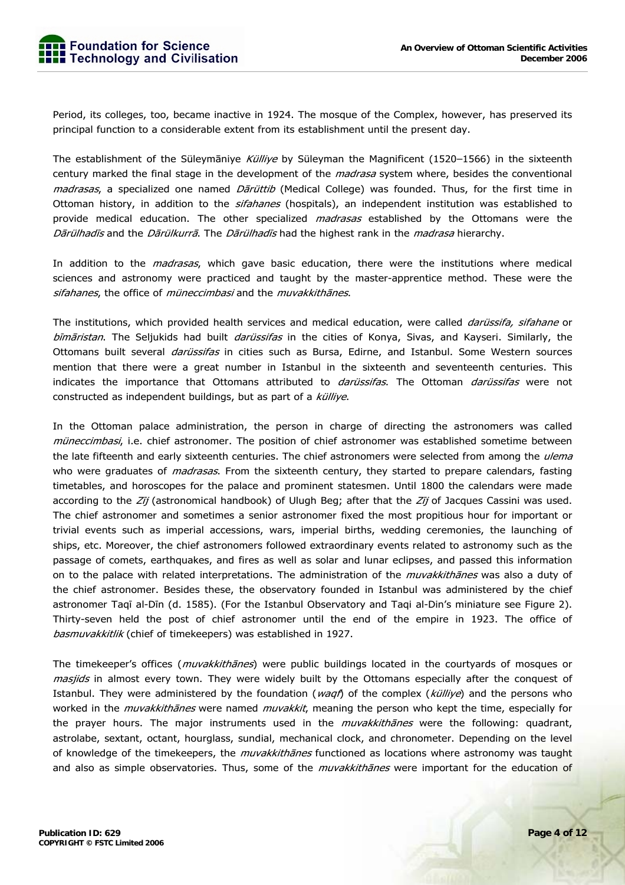Period, its colleges, too, became inactive in 1924. The mosque of the Complex, however, has preserved its principal function to a considerable extent from its establishment until the present day.

The establishment of the Süleymāniye *Külliye* by Süleyman the Magnificent (1520–1566) in the sixteenth century marked the final stage in the development of the *madrasa* system where, besides the conventional *madrasas*, a specialized one named *Dārüttib* (Medical College) was founded. Thus, for the first time in Ottoman history, in addition to the *sifahanes* (hospitals), an independent institution was established to provide medical education. The other specialized *madrasas* established by the Ottomans were the *Dārülhadīs* and the *Dārülkurrā*. The *Dārülhadīs* had the highest rank in the *madrasa* hierarchy.

In addition to the *madrasas*, which gave basic education, there were the institutions where medical sciences and astronomy were practiced and taught by the master-apprentice method. These were the *sifahanes*, the office of *müneccimbasi* and the *muvakkithānes*.

The institutions, which provided health services and medical education, were called *darüssifa, sifahane* or *bīmāristan*. The Seljukids had built *darüssifas* in the cities of Konya, Sivas, and Kayseri. Similarly, the Ottomans built several *darüssifas* in cities such as Bursa, Edirne, and Istanbul. Some Western sources mention that there were a great number in Istanbul in the sixteenth and seventeenth centuries. This indicates the importance that Ottomans attributed to *darüssifas*. The Ottoman *darüssifas* were not constructed as independent buildings, but as part of a *külliye*.

In the Ottoman palace administration, the person in charge of directing the astronomers was called *müneccimbasi*, i.e. chief astronomer. The position of chief astronomer was established sometime between the late fifteenth and early sixteenth centuries. The chief astronomers were selected from among the *ulema* who were graduates of *madrasas*. From the sixteenth century, they started to prepare calendars, fasting timetables, and horoscopes for the palace and prominent statesmen. Until 1800 the calendars were made according to the *Zīj* (astronomical handbook) of Ulugh Beg; after that the *Zīj* of Jacques Cassini was used. The chief astronomer and sometimes a senior astronomer fixed the most propitious hour for important or trivial events such as imperial accessions, wars, imperial births, wedding ceremonies, the launching of ships, etc. Moreover, the chief astronomers followed extraordinary events related to astronomy such as the passage of comets, earthquakes, and fires as well as solar and lunar eclipses, and passed this information on to the palace with related interpretations. The administration of the *muvakkithānes* was also a duty of the chief astronomer. Besides these, the observatory founded in Istanbul was administered by the chief astronomer Taqī al-Dīn (d. 1585). (For the Istanbul Observatory and Taqi al-Din's miniature see Figure 2). Thirty-seven held the post of chief astronomer until the end of the empire in 1923. The office of *basmuvakkitlik* (chief of timekeepers) was established in 1927.

The timekeeper's offices (*muvakkithānes*) were public buildings located in the courtyards of mosques or *masjids* in almost every town. They were widely built by the Ottomans especially after the conquest of Istanbul. They were administered by the foundation (*waqf*) of the complex (*külliye*) and the persons who worked in the *muvakkithānes* were named *muvakkit*, meaning the person who kept the time, especially for the prayer hours. The major instruments used in the *muvakkithānes* were the following: quadrant, astrolabe, sextant, octant, hourglass, sundial, mechanical clock, and chronometer. Depending on the level of knowledge of the timekeepers, the *muvakkithānes* functioned as locations where astronomy was taught and also as simple observatories. Thus, some of the *muvakkithānes* were important for the education of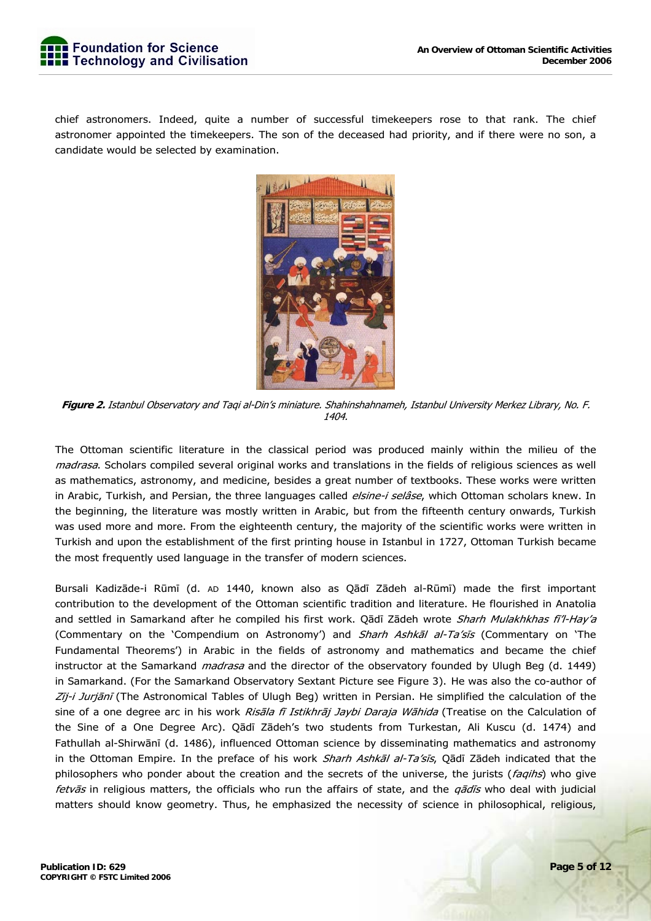chief astronomers. Indeed, quite a number of successful timekeepers rose to that rank. The chief astronomer appointed the timekeepers. The son of the deceased had priority, and if there were no son, a candidate would be selected by examination.

**Figure 2.** *Istanbul Observatory and Taqi al-Din's miniature. Shahinshahnameh, Istanbul University Merkez Library, No. F. 1404.*

The Ottoman scientific literature in the classical period was produced mainly within the milieu of the *madrasa*. Scholars compiled several original works and translations in the fields of religious sciences as well as mathematics, astronomy, and medicine, besides a great number of textbooks. These works were written in Arabic, Turkish, and Persian, the three languages called *elsine-i selâse*, which Ottoman scholars knew. In the beginning, the literature was mostly written in Arabic, but from the fifteenth century onwards, Turkish was used more and more. From the eighteenth century, the majority of the scientific works were written in Turkish and upon the establishment of the first printing house in Istanbul in 1727, Ottoman Turkish became the most frequently used language in the transfer of modern sciences.

Bursali Kadizāde-i Rūmī (d. AD 1440, known also as Qādī Zādeh al-Rūmī) made the first important contribution to the development of the Ottoman scientific tradition and literature. He flourished in Anatolia and settled in Samarkand after he compiled his first work. Qādī Zādeh wrote *Sharh Mulakhkhas fī'l-Hay'a* (Commentary on the 'Compendium on Astronomy') and *Sharh Ashkāl al-Ta'sīs* (Commentary on 'The Fundamental Theorems') in Arabic in the fields of astronomy and mathematics and became the chief instructor at the Samarkand *madrasa* and the director of the observatory founded by Ulugh Beg (d. 1449) in Samarkand. (For the Samarkand Observatory Sextant Picture see Figure 3). He was also the co-author of *Zīj-i Jurjānī* (The Astronomical Tables of Ulugh Beg) written in Persian. He simplified the calculation of the sine of a one degree arc in his work *Risāla fī Istikhrāj Jaybi Daraja Wāhida* (Treatise on the Calculation of the Sine of a One Degree Arc). Qādī Zādeh's two students from Turkestan, Ali Kuscu (d. 1474) and Fathullah al-Shirwānī (d. 1486), influenced Ottoman science by disseminating mathematics and astronomy in the Ottoman Empire. In the preface of his work *Sharh Ashkāl al-Ta'sīs*, Qādī Zādeh indicated that the philosophers who ponder about the creation and the secrets of the universe, the jurists (*faqihs*) who give *fetvās* in religious matters, the officials who run the affairs of state, and the *qādīs* who deal with judicial matters should know geometry. Thus, he emphasized the necessity of science in philosophical, religious,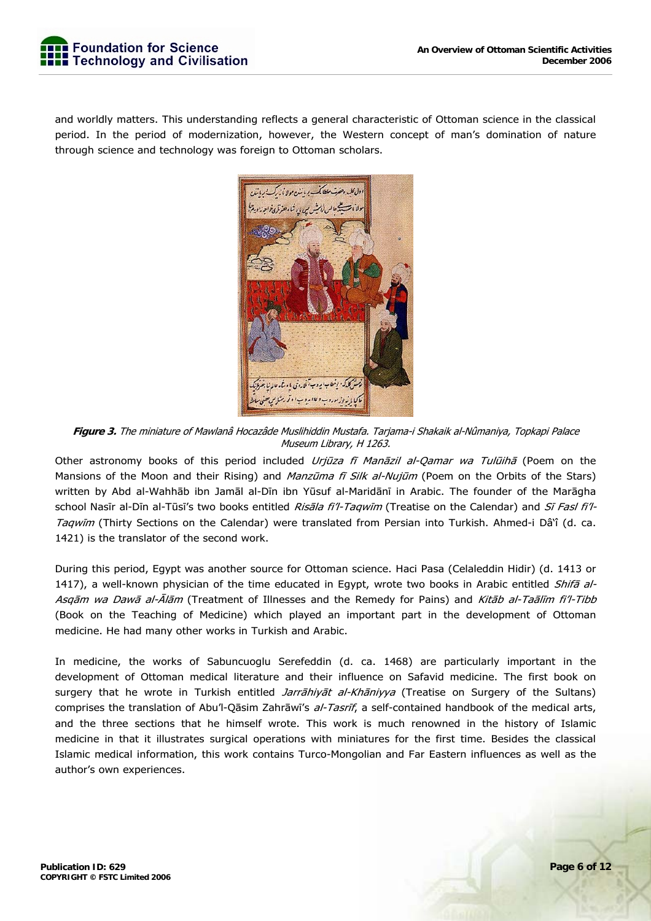and worldly matters. This understanding reflects a general characteristic of Ottoman science in the classical period. In the period of modernization, however, the Western concept of man's domination of nature through science and technology was foreign to Ottoman scholars.

***Figure 3.*** *The miniature of Mawlanâ Hocazâde Muslihiddin Mustafa. Tarjama-i Shakaik al-Nûmaniya, Topkapi Palace Museum Library, H 1263.*

Other astronomy books of this period included *Urjūza fī Manāzil al-Qamar wa Tulūihā* (Poem on the Mansions of the Moon and their Rising) and *Manzūma fī Silk al-Nujūm* (Poem on the Orbits of the Stars) written by Abd al-Wahhāb ibn Jamāl al-Dīn ibn Yūsuf al-Maridānī in Arabic. The founder of the Marāgha school Nasīr al-Dīn al-Tūsī's two books entitled *Risāla fi'l-Taqwīm* (Treatise on the Calendar) and *Sī Fasl fi'l-Taqwīm* (Thirty Sections on the Calendar) were translated from Persian into Turkish. Ahmed-i Dâ'î (d. ca. 1421) is the translator of the second work.

During this period, Egypt was another source for Ottoman science. Haci Pasa (Celaleddin Hidir) (d. 1413 or 1417), a well-known physician of the time educated in Egypt, wrote two books in Arabic entitled *Shifā al-Asqām wa Dawā al-Ālām* (Treatment of Illnesses and the Remedy for Pains) and *Kitāb al-Taālīm fi'l-Tibb* (Book on the Teaching of Medicine) which played an important part in the development of Ottoman medicine. He had many other works in Turkish and Arabic.

In medicine, the works of Sabuncuoglu Serefeddin (d. ca. 1468) are particularly important in the development of Ottoman medical literature and their influence on Safavid medicine. The first book on surgery that he wrote in Turkish entitled *Jarrāhiyāt al-Khāniyya* (Treatise on Surgery of the Sultans) comprises the translation of Abu'l-Qāsim Zahrāwī's *al-Tasrīf*, a self-contained handbook of the medical arts, and the three sections that he himself wrote. This work is much renowned in the history of Islamic medicine in that it illustrates surgical operations with miniatures for the first time. Besides the classical Islamic medical information, this work contains Turco-Mongolian and Far Eastern influences as well as the author's own experiences.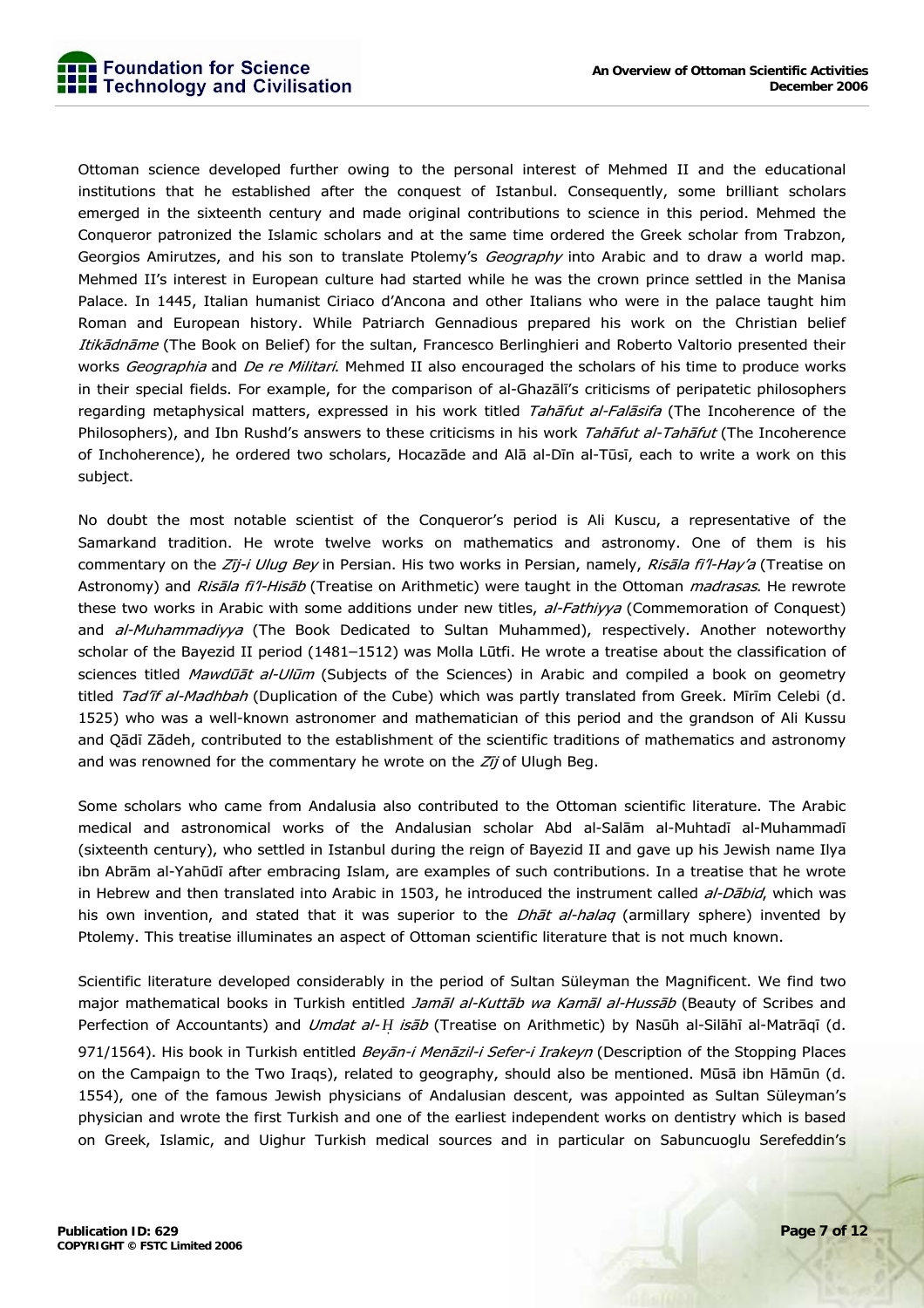Ottoman science developed further owing to the personal interest of Mehmed II and the educational institutions that he established after the conquest of Istanbul. Consequently, some brilliant scholars emerged in the sixteenth century and made original contributions to science in this period. Mehmed the Conqueror patronized the Islamic scholars and at the same time ordered the Greek scholar from Trabzon, Georgios Amirutzes, and his son to translate Ptolemy's *Geography* into Arabic and to draw a world map. Mehmed II's interest in European culture had started while he was the crown prince settled in the Manisa Palace. In 1445, Italian humanist Ciriaco d'Ancona and other Italians who were in the palace taught him Roman and European history. While Patriarch Gennadious prepared his work on the Christian belief *Itikādnāme* (The Book on Belief) for the sultan, Francesco Berlinghieri and Roberto Valtorio presented their works *Geographia* and *De re Militari*. Mehmed II also encouraged the scholars of his time to produce works in their special fields. For example, for the comparison of al-Ghazālī's criticisms of peripatetic philosophers regarding metaphysical matters, expressed in his work titled *Tahāfut al-Falāsifa* (The Incoherence of the Philosophers), and Ibn Rushd's answers to these criticisms in his work *Tahāfut al-Tahāfut* (The Incoherence of Inchoherence), he ordered two scholars, Hocazāde and Alā al-Dīn al-Tūsī, each to write a work on this subject.

No doubt the most notable scientist of the Conqueror's period is Ali Kuscu, a representative of the Samarkand tradition. He wrote twelve works on mathematics and astronomy. One of them is his commentary on the *Zīj-i Ulug Bey* in Persian. His two works in Persian, namely, *Risāla fi'l-Hay'a* (Treatise on Astronomy) and *Risāla fi'l-Hisāb* (Treatise on Arithmetic) were taught in the Ottoman *madrasas*. He rewrote these two works in Arabic with some additions under new titles, *al-Fathiyya* (Commemoration of Conquest) and *al-Muhammadiyya* (The Book Dedicated to Sultan Muhammed), respectively. Another noteworthy scholar of the Bayezid II period (1481–1512) was Molla Lūtfi. He wrote a treatise about the classification of sciences titled *Mawdūāt al-Ulūm* (Subjects of the Sciences) in Arabic and compiled a book on geometry titled *Tad'īf al-Madhbah* (Duplication of the Cube) which was partly translated from Greek. Mīrīm Celebi (d. 1525) who was a well-known astronomer and mathematician of this period and the grandson of Ali Kussu and Qādī Zādeh, contributed to the establishment of the scientific traditions of mathematics and astronomy and was renowned for the commentary he wrote on the *Zīj* of Ulugh Beg.

Some scholars who came from Andalusia also contributed to the Ottoman scientific literature. The Arabic medical and astronomical works of the Andalusian scholar Abd al-Salām al-Muhtadī al-Muhammadī (sixteenth century), who settled in Istanbul during the reign of Bayezid II and gave up his Jewish name Ilya ibn Abrām al-Yahūdī after embracing Islam, are examples of such contributions. In a treatise that he wrote in Hebrew and then translated into Arabic in 1503, he introduced the instrument called *al-Dābid*, which was his own invention, and stated that it was superior to the *Dhāt al-halaq* (armillary sphere) invented by Ptolemy. This treatise illuminates an aspect of Ottoman scientific literature that is not much known.

Scientific literature developed considerably in the period of Sultan Süleyman the Magnificent. We find two major mathematical books in Turkish entitled *Jamāl al-Kuttāb wa Kamāl al-Hussāb* (Beauty of Scribes and Perfection of Accountants) and *Umdat al-Ḥ isāb* (Treatise on Arithmetic) by Nasūh al-Silāhī al-Matrāqī (d. 971/1564). His book in Turkish entitled *Beyān-i Menāzil-i Sefer-i Irakeyn* (Description of the Stopping Places on the Campaign to the Two Iraqs), related to geography, should also be mentioned. Mūsā ibn Hāmūn (d. 1554), one of the famous Jewish physicians of Andalusian descent, was appointed as Sultan Süleyman's physician and wrote the first Turkish and one of the earliest independent works on dentistry which is based on Greek, Islamic, and Uighur Turkish medical sources and in particular on Sabuncuoglu Serefeddin's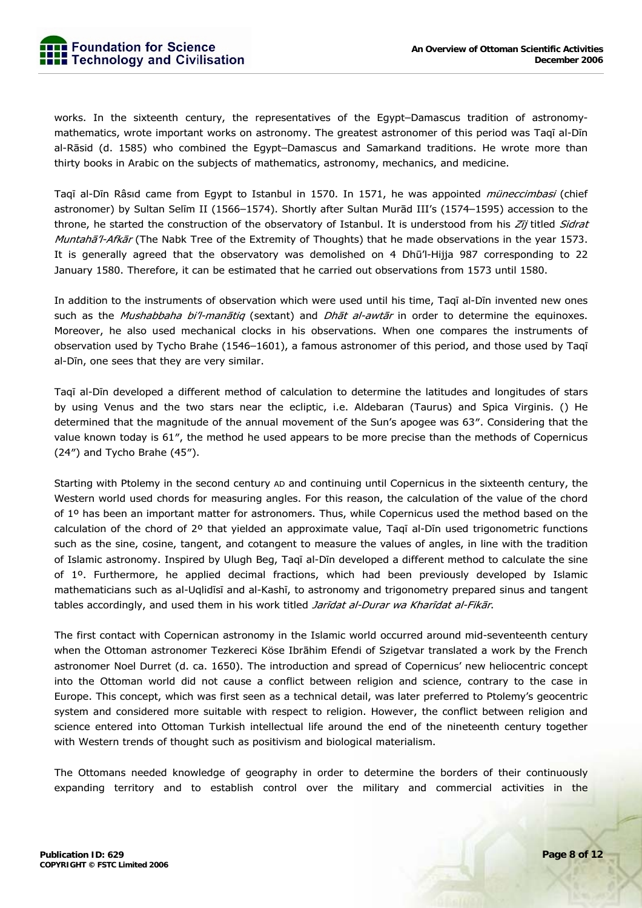works. In the sixteenth century, the representatives of the Egypt–Damascus tradition of astronomy-mathematics, wrote important works on astronomy. The greatest astronomer of this period was Taqī al-Dīn al-Rāsid (d. 1585) who combined the Egypt–Damascus and Samarkand traditions. He wrote more than thirty books in Arabic on the subjects of mathematics, astronomy, mechanics, and medicine.

Taqī al-Dīn Râsıd came from Egypt to Istanbul in 1570. In 1571, he was appointed *müneccimbasi* (chief astronomer) by Sultan Selīm II (1566–1574). Shortly after Sultan Murād III's (1574–1595) accession to the throne, he started the construction of the observatory of Istanbul. It is understood from his *Zīj* titled *Sidrat Muntahā'l-Afkār* (The Nabk Tree of the Extremity of Thoughts) that he made observations in the year 1573. It is generally agreed that the observatory was demolished on 4 Dhū'l-Hijja 987 corresponding to 22 January 1580. Therefore, it can be estimated that he carried out observations from 1573 until 1580.

In addition to the instruments of observation which were used until his time, Taqī al-Dīn invented new ones such as the *Mushabbaha bi'l-manātiq* (sextant) and *Dhāt al-awtār* in order to determine the equinoxes. Moreover, he also used mechanical clocks in his observations. When one compares the instruments of observation used by Tycho Brahe (1546–1601), a famous astronomer of this period, and those used by Taqī al-Dīn, one sees that they are very similar.

Taqī al-Dīn developed a different method of calculation to determine the latitudes and longitudes of stars by using Venus and the two stars near the ecliptic, i.e. Aldebaran (Taurus) and Spica Virginis. () He determined that the magnitude of the annual movement of the Sun's apogee was 63". Considering that the value known today is 61", the method he used appears to be more precise than the methods of Copernicus (24") and Tycho Brahe (45").

Starting with Ptolemy in the second century AD and continuing until Copernicus in the sixteenth century, the Western world used chords for measuring angles. For this reason, the calculation of the value of the chord of 1º has been an important matter for astronomers. Thus, while Copernicus used the method based on the calculation of the chord of 2º that yielded an approximate value, Taqī al-Dīn used trigonometric functions such as the sine, cosine, tangent, and cotangent to measure the values of angles, in line with the tradition of Islamic astronomy. Inspired by Ulugh Beg, Taqī al-Dīn developed a different method to calculate the sine of 1º. Furthermore, he applied decimal fractions, which had been previously developed by Islamic mathematicians such as al-Uqlidīsī and al-Kashī, to astronomy and trigonometry prepared sinus and tangent tables accordingly, and used them in his work titled *Jarīdat al-Durar wa Kharīdat al-Fikār*.

The first contact with Copernican astronomy in the Islamic world occurred around mid-seventeenth century when the Ottoman astronomer Tezkereci Köse Ibrāhim Efendi of Szigetvar translated a work by the French astronomer Noel Durret (d. ca. 1650). The introduction and spread of Copernicus' new heliocentric concept into the Ottoman world did not cause a conflict between religion and science, contrary to the case in Europe. This concept, which was first seen as a technical detail, was later preferred to Ptolemy's geocentric system and considered more suitable with respect to religion. However, the conflict between religion and science entered into Ottoman Turkish intellectual life around the end of the nineteenth century together with Western trends of thought such as positivism and biological materialism.

The Ottomans needed knowledge of geography in order to determine the borders of their continuously expanding territory and to establish control over the military and commercial activities in the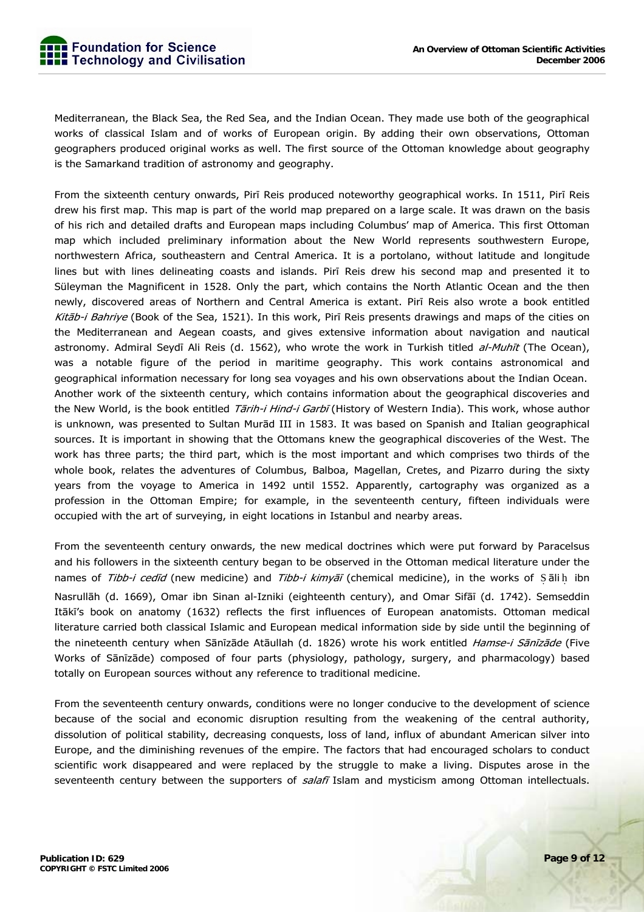Mediterranean, the Black Sea, the Red Sea, and the Indian Ocean. They made use both of the geographical works of classical Islam and of works of European origin. By adding their own observations, Ottoman geographers produced original works as well. The first source of the Ottoman knowledge about geography is the Samarkand tradition of astronomy and geography.

From the sixteenth century onwards, Pirī Reis produced noteworthy geographical works. In 1511, Pirī Reis drew his first map. This map is part of the world map prepared on a large scale. It was drawn on the basis of his rich and detailed drafts and European maps including Columbus' map of America. This first Ottoman map which included preliminary information about the New World represents southwestern Europe, northwestern Africa, southeastern and Central America. It is a portolano, without latitude and longitude lines but with lines delineating coasts and islands. Pirī Reis drew his second map and presented it to Süleyman the Magnificent in 1528. Only the part, which contains the North Atlantic Ocean and the then newly, discovered areas of Northern and Central America is extant. Pirī Reis also wrote a book entitled *Kitāb-i Bahriye* (Book of the Sea, 1521). In this work, Pirī Reis presents drawings and maps of the cities on the Mediterranean and Aegean coasts, and gives extensive information about navigation and nautical astronomy. Admiral Seydī Ali Reis (d. 1562), who wrote the work in Turkish titled *al-Muhīt* (The Ocean), was a notable figure of the period in maritime geography. This work contains astronomical and geographical information necessary for long sea voyages and his own observations about the Indian Ocean. Another work of the sixteenth century, which contains information about the geographical discoveries and the New World, is the book entitled *Tārih-i Hind-i Garbī* (History of Western India). This work, whose author is unknown, was presented to Sultan Murād III in 1583. It was based on Spanish and Italian geographical sources. It is important in showing that the Ottomans knew the geographical discoveries of the West. The work has three parts; the third part, which is the most important and which comprises two thirds of the whole book, relates the adventures of Columbus, Balboa, Magellan, Cretes, and Pizarro during the sixty years from the voyage to America in 1492 until 1552. Apparently, cartography was organized as a profession in the Ottoman Empire; for example, in the seventeenth century, fifteen individuals were occupied with the art of surveying, in eight locations in Istanbul and nearby areas.

From the seventeenth century onwards, the new medical doctrines which were put forward by Paracelsus and his followers in the sixteenth century began to be observed in the Ottoman medical literature under the names of *Tibb-i cedīd* (new medicine) and *Tibb-i kimyāī* (chemical medicine), in the works of Ṣāliḥ ibn Nasrullāh (d. 1669), Omar ibn Sinan al-Izniki (eighteenth century), and Omar Sifāī (d. 1742). Semseddin Itākī's book on anatomy (1632) reflects the first influences of European anatomists. Ottoman medical literature carried both classical Islamic and European medical information side by side until the beginning of the nineteenth century when Sānīzāde Atāullah (d. 1826) wrote his work entitled *Hamse-i Sānīzāde* (Five Works of Sānīzāde) composed of four parts (physiology, pathology, surgery, and pharmacology) based totally on European sources without any reference to traditional medicine.

From the seventeenth century onwards, conditions were no longer conducive to the development of science because of the social and economic disruption resulting from the weakening of the central authority, dissolution of political stability, decreasing conquests, loss of land, influx of abundant American silver into Europe, and the diminishing revenues of the empire. The factors that had encouraged scholars to conduct scientific work disappeared and were replaced by the struggle to make a living. Disputes arose in the seventeenth century between the supporters of *salafī* Islam and mysticism among Ottoman intellectuals.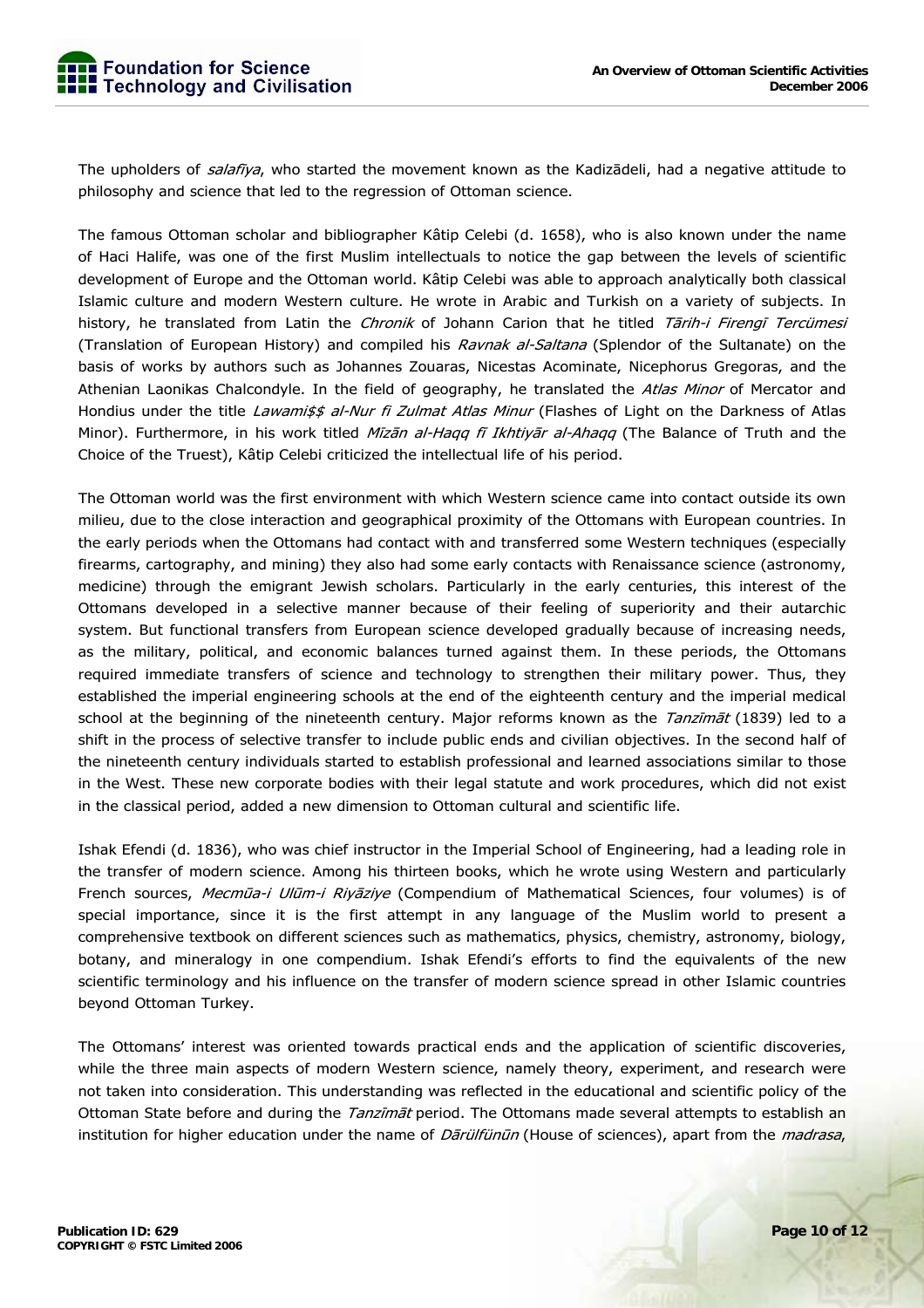The upholders of *salafīya*, who started the movement known as the Kadizādeli, had a negative attitude to philosophy and science that led to the regression of Ottoman science.

The famous Ottoman scholar and bibliographer Kâtip Celebi (d. 1658), who is also known under the name of Haci Halife, was one of the first Muslim intellectuals to notice the gap between the levels of scientific development of Europe and the Ottoman world. Kâtip Celebi was able to approach analytically both classical Islamic culture and modern Western culture. He wrote in Arabic and Turkish on a variety of subjects. In history, he translated from Latin the *Chronik* of Johann Carion that he titled *Tārih-i Firengī Tercümesi* (Translation of European History) and compiled his *Ravnak al-Saltana* (Splendor of the Sultanate) on the basis of works by authors such as Johannes Zouaras, Nicestas Acominate, Nicephorus Gregoras, and the Athenian Laonikas Chalcondyle. In the field of geography, he translated the *Atlas Minor* of Mercator and Hondius under the title *Lawami$$ al-Nur fi Zulmat Atlas Minur* (Flashes of Light on the Darkness of Atlas Minor). Furthermore, in his work titled *Mīzān al-Haqq fī Ikhtiyār al-Ahaqq* (The Balance of Truth and the Choice of the Truest), Kâtip Celebi criticized the intellectual life of his period.

The Ottoman world was the first environment with which Western science came into contact outside its own milieu, due to the close interaction and geographical proximity of the Ottomans with European countries. In the early periods when the Ottomans had contact with and transferred some Western techniques (especially firearms, cartography, and mining) they also had some early contacts with Renaissance science (astronomy, medicine) through the emigrant Jewish scholars. Particularly in the early centuries, this interest of the Ottomans developed in a selective manner because of their feeling of superiority and their autarchic system. But functional transfers from European science developed gradually because of increasing needs, as the military, political, and economic balances turned against them. In these periods, the Ottomans required immediate transfers of science and technology to strengthen their military power. Thus, they established the imperial engineering schools at the end of the eighteenth century and the imperial medical school at the beginning of the nineteenth century. Major reforms known as the *Tanzīmāt* (1839) led to a shift in the process of selective transfer to include public ends and civilian objectives. In the second half of the nineteenth century individuals started to establish professional and learned associations similar to those in the West. These new corporate bodies with their legal statute and work procedures, which did not exist in the classical period, added a new dimension to Ottoman cultural and scientific life.

Ishak Efendi (d. 1836), who was chief instructor in the Imperial School of Engineering, had a leading role in the transfer of modern science. Among his thirteen books, which he wrote using Western and particularly French sources, *Mecmūa-i Ulūm-i Riyāziye* (Compendium of Mathematical Sciences, four volumes) is of special importance, since it is the first attempt in any language of the Muslim world to present a comprehensive textbook on different sciences such as mathematics, physics, chemistry, astronomy, biology, botany, and mineralogy in one compendium. Ishak Efendi's efforts to find the equivalents of the new scientific terminology and his influence on the transfer of modern science spread in other Islamic countries beyond Ottoman Turkey.

The Ottomans' interest was oriented towards practical ends and the application of scientific discoveries, while the three main aspects of modern Western science, namely theory, experiment, and research were not taken into consideration. This understanding was reflected in the educational and scientific policy of the Ottoman State before and during the *Tanzīmāt* period. The Ottomans made several attempts to establish an institution for higher education under the name of *Dārülfünūn* (House of sciences), apart from the *madrasa*,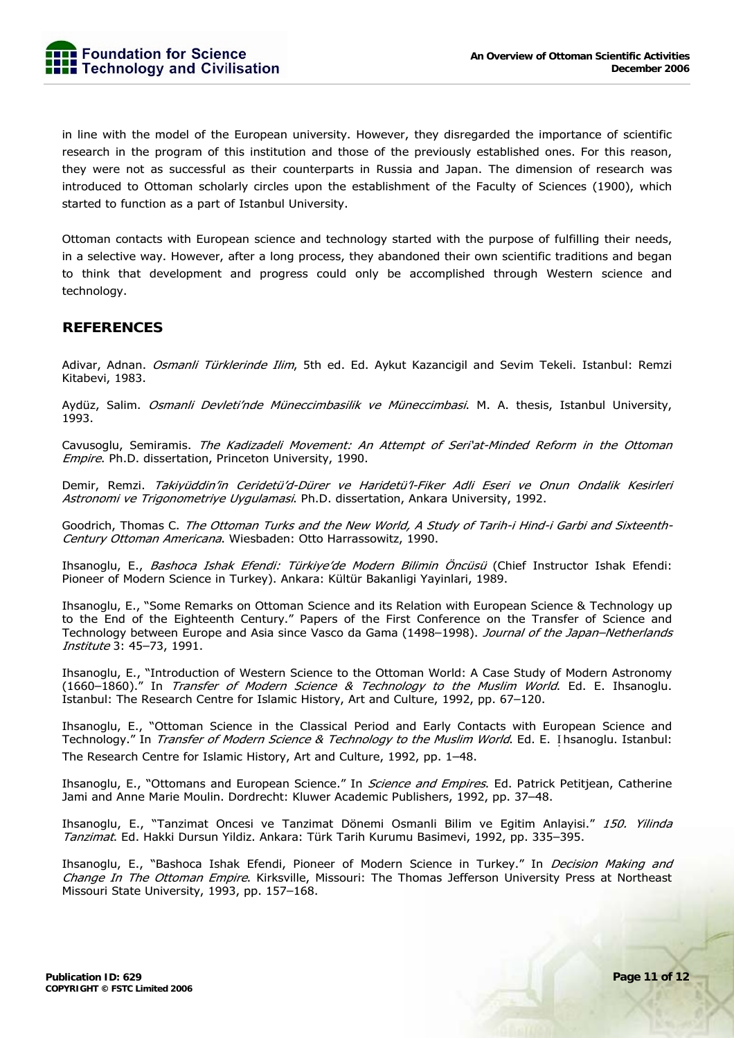in line with the model of the European university. However, they disregarded the importance of scientific research in the program of this institution and those of the previously established ones. For this reason, they were not as successful as their counterparts in Russia and Japan. The dimension of research was introduced to Ottoman scholarly circles upon the establishment of the Faculty of Sciences (1900), which started to function as a part of Istanbul University.

Ottoman contacts with European science and technology started with the purpose of fulfilling their needs, in a selective way. However, after a long process, they abandoned their own scientific traditions and began to think that development and progress could only be accomplished through Western science and technology.

## REFERENCES

Adivar, Adnan. *Osmanli Türklerinde Ilim*, 5th ed. Ed. Aykut Kazancigil and Sevim Tekeli. Istanbul: Remzi Kitabevi, 1983.

Aydüz, Salim. *Osmanli Devleti'nde Müneccimbasilik ve Müneccimbasi*. M. A. thesis, Istanbul University, 1993.

Cavusoglu, Semiramis. *The Kadizadeli Movement: An Attempt of Seri'at-Minded Reform in the Ottoman Empire*. Ph.D. dissertation, Princeton University, 1990.

Demir, Remzi. *Takiyüddin'in Ceridetü'd-Dürer ve Haridetü'l-Fiker Adli Eseri ve Onun Ondalik Kesirleri Astronomi ve Trigonometriye Uygulamasi*. Ph.D. dissertation, Ankara University, 1992.

Goodrich, Thomas C. *The Ottoman Turks and the New World, A Study of Tarih-i Hind-i Garbi and Sixteenth-Century Ottoman Americana*. Wiesbaden: Otto Harrassowitz, 1990.

Ihsanoglu, E., *Bashoca Ishak Efendi: Türkiye'de Modern Bilimin Öncüsü* (Chief Instructor Ishak Efendi: Pioneer of Modern Science in Turkey). Ankara: Kültür Bakanligi Yayinlari, 1989.

Ihsanoglu, E., "Some Remarks on Ottoman Science and its Relation with European Science & Technology up to the End of the Eighteenth Century." Papers of the First Conference on the Transfer of Science and Technology between Europe and Asia since Vasco da Gama (1498–1998). *Journal of the Japan–Netherlands Institute* 3: 45–73, 1991.

Ihsanoglu, E., "Introduction of Western Science to the Ottoman World: A Case Study of Modern Astronomy (1660–1860)." In *Transfer of Modern Science & Technology to the Muslim World*. Ed. E. Ihsanoglu. Istanbul: The Research Centre for Islamic History, Art and Culture, 1992, pp. 67–120.

Ihsanoglu, E., "Ottoman Science in the Classical Period and Early Contacts with European Science and Technology." In *Transfer of Modern Science & Technology to the Muslim World*. Ed. E. İhsanoglu. Istanbul: The Research Centre for Islamic History, Art and Culture, 1992, pp. 1–48.

Ihsanoglu, E., "Ottomans and European Science." In *Science and Empires*. Ed. Patrick Petitjean, Catherine Jami and Anne Marie Moulin. Dordrecht: Kluwer Academic Publishers, 1992, pp. 37–48.

Ihsanoglu, E., "Tanzimat Oncesi ve Tanzimat Dönemi Osmanli Bilim ve Egitim Anlayisi." *150. Yilinda Tanzimat*. Ed. Hakki Dursun Yildiz. Ankara: Türk Tarih Kurumu Basimevi, 1992, pp. 335–395.

Ihsanoglu, E., "Bashoca Ishak Efendi, Pioneer of Modern Science in Turkey." In *Decision Making and Change In The Ottoman Empire*. Kirksville, Missouri: The Thomas Jefferson University Press at Northeast Missouri State University, 1993, pp. 157–168.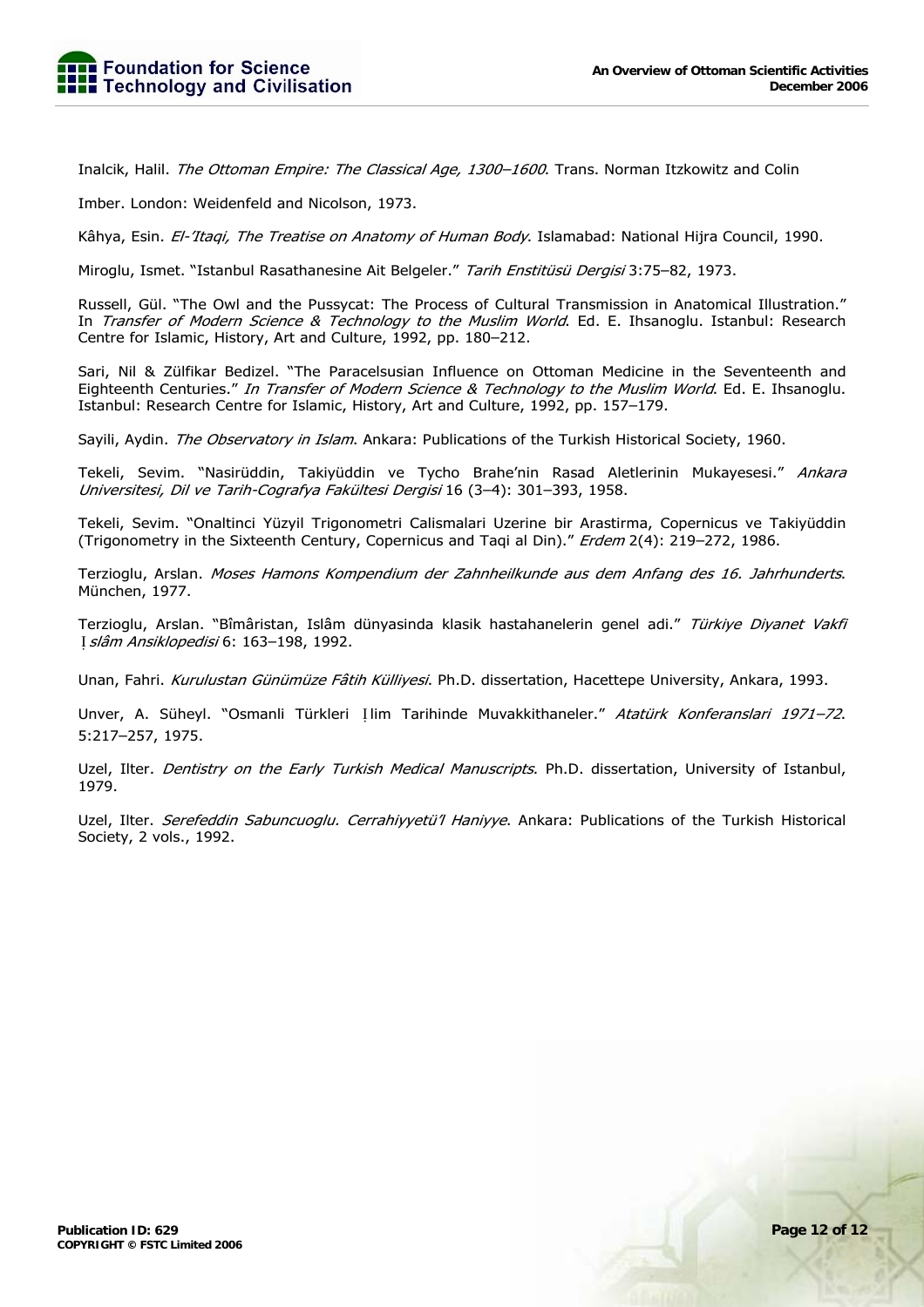Inalcik, Halil. *The Ottoman Empire: The Classical Age, 1300–1600*. Trans. Norman Itzkowitz and Colin

Imber. London: Weidenfeld and Nicolson, 1973.

Kâhya, Esin. *El-'Itaqi, The Treatise on Anatomy of Human Body*. Islamabad: National Hijra Council, 1990.

Miroglu, Ismet. "Istanbul Rasathanesine Ait Belgeler." *Tarih Enstitüsü Dergisi* 3:75–82, 1973.

Russell, Gül. "The Owl and the Pussycat: The Process of Cultural Transmission in Anatomical Illustration." In *Transfer of Modern Science & Technology to the Muslim World*. Ed. E. Ihsanoglu. Istanbul: Research Centre for Islamic, History, Art and Culture, 1992, pp. 180–212.

Sari, Nil & Zülfikar Bedizel. "The Paracelsusian Influence on Ottoman Medicine in the Seventeenth and Eighteenth Centuries." *In Transfer of Modern Science & Technology to the Muslim World*. Ed. E. Ihsanoglu. Istanbul: Research Centre for Islamic, History, Art and Culture, 1992, pp. 157–179.

Sayili, Aydin. *The Observatory in Islam*. Ankara: Publications of the Turkish Historical Society, 1960.

Tekeli, Sevim. "Nasirüddin, Takiyüddin ve Tycho Brahe'nin Rasad Aletlerinin Mukayesesi." *Ankara Universitesi, Dil ve Tarih-Cografya Fakültesi Dergisi* 16 (3–4): 301–393, 1958.

Tekeli, Sevim. "Onaltinci Yüzyil Trigonometri Calismalari Uzerine bir Arastirma, Copernicus ve Takiyüddin (Trigonometry in the Sixteenth Century, Copernicus and Taqi al Din)." *Erdem* 2(4): 219–272, 1986.

Terzioglu, Arslan. *Moses Hamons Kompendium der Zahnheilkunde aus dem Anfang des 16. Jahrhunderts*. München, 1977.

Terzioglu, Arslan. "Bîmâristan, Islâm dünyasinda klasik hastahanelerin genel adi." *Türkiye Diyanet Vakfi İslâm Ansiklopedisi* 6: 163–198, 1992.

Unan, Fahri. *Kurulustan Günümüze Fâtih Külliyesi*. Ph.D. dissertation, Hacettepe University, Ankara, 1993.

Unver, A. Süheyl. "Osmanli Türkleri İlim Tarihinde Muvakkithaneler." *Atatürk Konferanslari 1971–72*. 5:217–257, 1975.

Uzel, Ilter. *Dentistry on the Early Turkish Medical Manuscripts*. Ph.D. dissertation, University of Istanbul, 1979.

Uzel, Ilter. *Serefeddin Sabuncuoglu. Cerrahiyyetü'l Haniyye*. Ankara: Publications of the Turkish Historical Society, 2 vols., 1992.